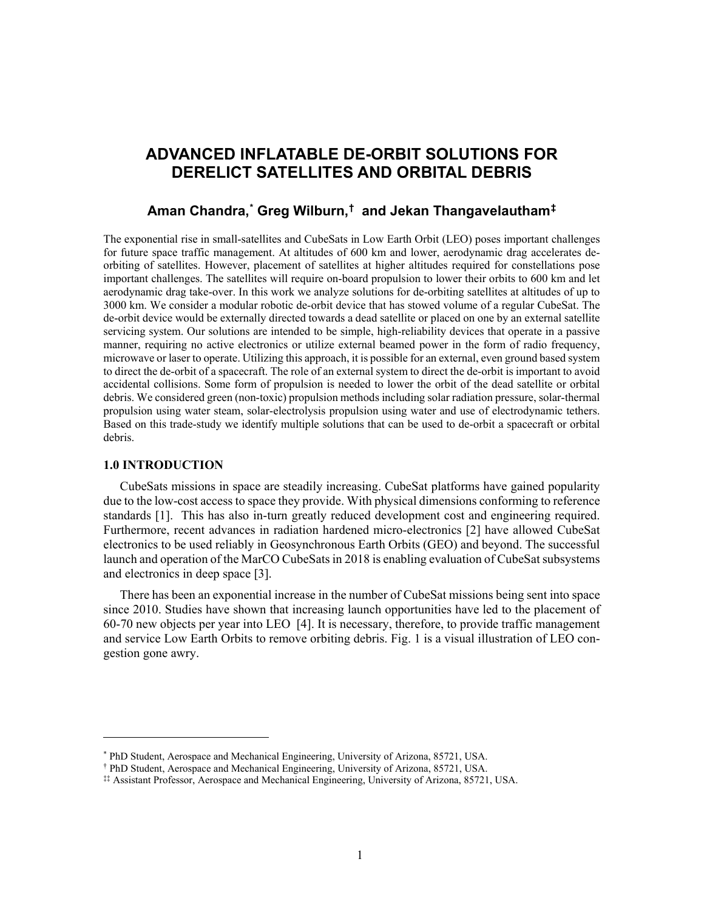# ADVANCED INFLATABLE DE-ORBIT SOLUTIONS FOR DERELICT SATELLITES AND ORBITAL DEBRIS

## Aman Chandra,[*] Greg Wilburn,[†] and Jekan Thangavelautham[‡]

The exponential rise in small-satellites and CubeSats in Low Earth Orbit (LEO) poses important challenges for future space traffic management. At altitudes of 600 km and lower, aerodynamic drag accelerates de-orbiting of satellites. However, placement of satellites at higher altitudes required for constellations pose important challenges. The satellites will require on-board propulsion to lower their orbits to 600 km and let aerodynamic drag take-over. In this work we analyze solutions for de-orbiting satellites at altitudes of up to 3000 km. We consider a modular robotic de-orbit device that has stowed volume of a regular CubeSat. The de-orbit device would be externally directed towards a dead satellite or placed on one by an external satellite servicing system. Our solutions are intended to be simple, high-reliability devices that operate in a passive manner, requiring no active electronics or utilize external beamed power in the form of radio frequency, microwave or laser to operate. Utilizing this approach, it is possible for an external, even ground based system to direct the de-orbit of a spacecraft. The role of an external system to direct the de-orbit is important to avoid accidental collisions. Some form of propulsion is needed to lower the orbit of the dead satellite or orbital debris. We considered green (non-toxic) propulsion methods including solar radiation pressure, solar-thermal propulsion using water steam, solar-electrolysis propulsion using water and use of electrodynamic tethers. Based on this trade-study we identify multiple solutions that can be used to de-orbit a spacecraft or orbital debris.

### 1.0 INTRODUCTION

CubeSats missions in space are steadily increasing. CubeSat platforms have gained popularity due to the low-cost access to space they provide. With physical dimensions conforming to reference standards [1]. This has also in-turn greatly reduced development cost and engineering required. Furthermore, recent advances in radiation hardened micro-electronics [2] have allowed CubeSat electronics to be used reliably in Geosynchronous Earth Orbits (GEO) and beyond. The successful launch and operation of the MarCO CubeSats in 2018 is enabling evaluation of CubeSat subsystems and electronics in deep space [3].

There has been an exponential increase in the number of CubeSat missions being sent into space since 2010. Studies have shown that increasing launch opportunities have led to the placement of 60-70 new objects per year into LEO [4]. It is necessary, therefore, to provide traffic management and service Low Earth Orbits to remove orbiting debris. Fig. 1 is a visual illustration of LEO congestion gone awry.

---

[*] PhD Student, Aerospace and Mechanical Engineering, University of Arizona, 85721, USA.

[†] PhD Student, Aerospace and Mechanical Engineering, University of Arizona, 85721, USA.

[‡] Assistant Professor, Aerospace and Mechanical Engineering, University of Arizona, 85721, USA.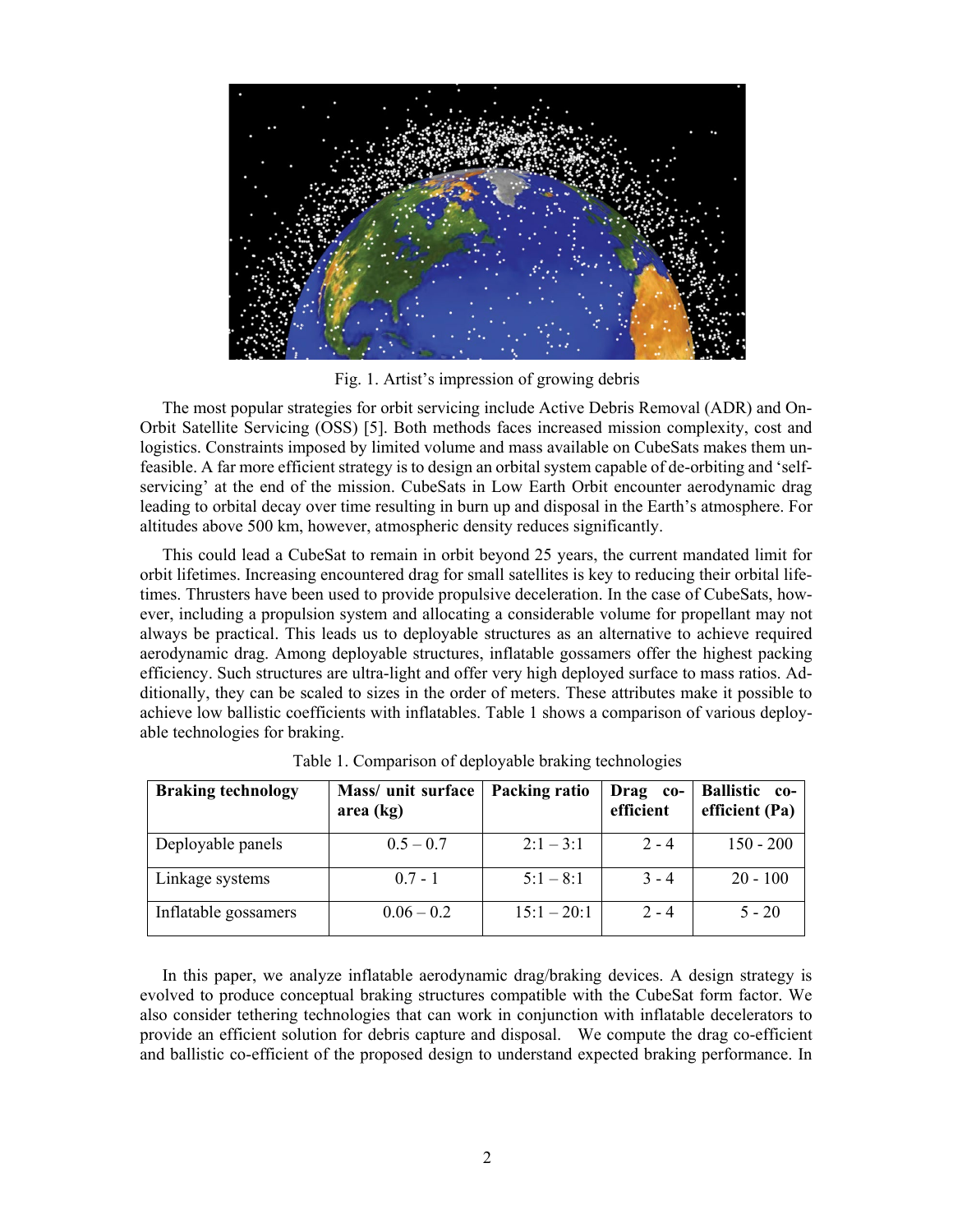Fig. 1. Artist's impression of growing debris

The most popular strategies for orbit servicing include Active Debris Removal (ADR) and On-Orbit Satellite Servicing (OSS) [5]. Both methods faces increased mission complexity, cost and logistics. Constraints imposed by limited volume and mass available on CubeSats makes them unfeasible. A far more efficient strategy is to design an orbital system capable of de-orbiting and 'self-servicing' at the end of the mission. CubeSats in Low Earth Orbit encounter aerodynamic drag leading to orbital decay over time resulting in burn up and disposal in the Earth's atmosphere. For altitudes above 500 km, however, atmospheric density reduces significantly.

This could lead a CubeSat to remain in orbit beyond 25 years, the current mandated limit for orbit lifetimes. Increasing encountered drag for small satellites is key to reducing their orbital lifetimes. Thrusters have been used to provide propulsive deceleration. In the case of CubeSats, however, including a propulsion system and allocating a considerable volume for propellant may not always be practical. This leads us to deployable structures as an alternative to achieve required aerodynamic drag. Among deployable structures, inflatable gossamers offer the highest packing efficiency. Such structures are ultra-light and offer very high deployed surface to mass ratios. Additionally, they can be scaled to sizes in the order of meters. These attributes make it possible to achieve low ballistic coefficients with inflatables. Table 1 shows a comparison of various deployable technologies for braking.

Table 1. Comparison of deployable braking technologies

| **Braking technology** | **Mass/ unit surface area (kg)** | **Packing ratio** | **Drag co-efficient** | **Ballistic co-efficient (Pa)** |
|---|---|---|---|---|
| Deployable panels | 0.5 – 0.7 | 2:1 – 3:1 | 2 - 4 | 150 - 200 |
| Linkage systems | 0.7 - 1 | 5:1 – 8:1 | 3 - 4 | 20 - 100 |
| Inflatable gossamers | 0.06 – 0.2 | 15:1 – 20:1 | 2 - 4 | 5 - 20 |

In this paper, we analyze inflatable aerodynamic drag/braking devices. A design strategy is evolved to produce conceptual braking structures compatible with the CubeSat form factor. We also consider tethering technologies that can work in conjunction with inflatable decelerators to provide an efficient solution for debris capture and disposal. We compute the drag co-efficient and ballistic co-efficient of the proposed design to understand expected braking performance. In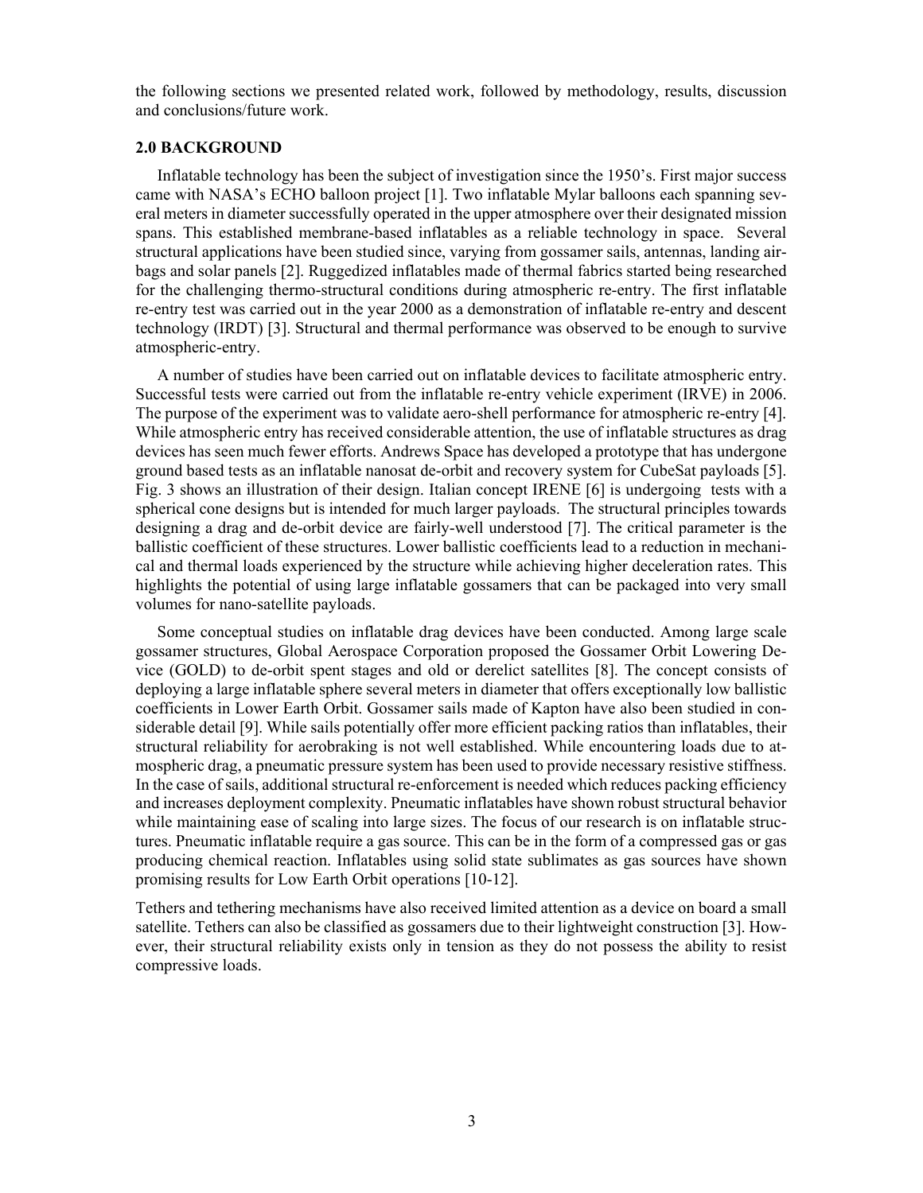the following sections we presented related work, followed by methodology, results, discussion and conclusions/future work.

## 2.0 BACKGROUND

Inflatable technology has been the subject of investigation since the 1950's. First major success came with NASA's ECHO balloon project [1]. Two inflatable Mylar balloons each spanning several meters in diameter successfully operated in the upper atmosphere over their designated mission spans. This established membrane-based inflatables as a reliable technology in space. Several structural applications have been studied since, varying from gossamer sails, antennas, landing airbags and solar panels [2]. Ruggedized inflatables made of thermal fabrics started being researched for the challenging thermo-structural conditions during atmospheric re-entry. The first inflatable re-entry test was carried out in the year 2000 as a demonstration of inflatable re-entry and descent technology (IRDT) [3]. Structural and thermal performance was observed to be enough to survive atmospheric-entry.

A number of studies have been carried out on inflatable devices to facilitate atmospheric entry. Successful tests were carried out from the inflatable re-entry vehicle experiment (IRVE) in 2006. The purpose of the experiment was to validate aero-shell performance for atmospheric re-entry [4]. While atmospheric entry has received considerable attention, the use of inflatable structures as drag devices has seen much fewer efforts. Andrews Space has developed a prototype that has undergone ground based tests as an inflatable nanosat de-orbit and recovery system for CubeSat payloads [5]. Fig. 3 shows an illustration of their design. Italian concept IRENE [6] is undergoing tests with a spherical cone designs but is intended for much larger payloads. The structural principles towards designing a drag and de-orbit device are fairly-well understood [7]. The critical parameter is the ballistic coefficient of these structures. Lower ballistic coefficients lead to a reduction in mechanical and thermal loads experienced by the structure while achieving higher deceleration rates. This highlights the potential of using large inflatable gossamers that can be packaged into very small volumes for nano-satellite payloads.

Some conceptual studies on inflatable drag devices have been conducted. Among large scale gossamer structures, Global Aerospace Corporation proposed the Gossamer Orbit Lowering Device (GOLD) to de-orbit spent stages and old or derelict satellites [8]. The concept consists of deploying a large inflatable sphere several meters in diameter that offers exceptionally low ballistic coefficients in Lower Earth Orbit. Gossamer sails made of Kapton have also been studied in considerable detail [9]. While sails potentially offer more efficient packing ratios than inflatables, their structural reliability for aerobraking is not well established. While encountering loads due to atmospheric drag, a pneumatic pressure system has been used to provide necessary resistive stiffness. In the case of sails, additional structural re-enforcement is needed which reduces packing efficiency and increases deployment complexity. Pneumatic inflatables have shown robust structural behavior while maintaining ease of scaling into large sizes. The focus of our research is on inflatable structures. Pneumatic inflatable require a gas source. This can be in the form of a compressed gas or gas producing chemical reaction. Inflatables using solid state sublimates as gas sources have shown promising results for Low Earth Orbit operations [10-12].

Tethers and tethering mechanisms have also received limited attention as a device on board a small satellite. Tethers can also be classified as gossamers due to their lightweight construction [3]. However, their structural reliability exists only in tension as they do not possess the ability to resist compressive loads.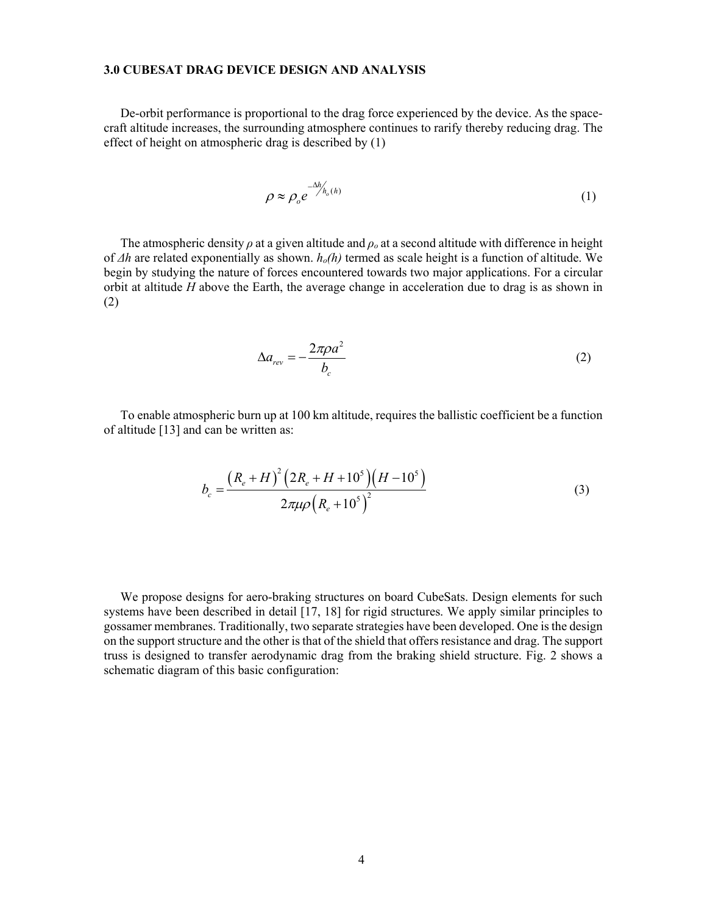### 3.0 CUBESAT DRAG DEVICE DESIGN AND ANALYSIS

De-orbit performance is proportional to the drag force experienced by the device. As the space-craft altitude increases, the surrounding atmosphere continues to rarify thereby reducing drag. The effect of height on atmospheric drag is described by (1)

$$\rho \approx \rho_o e^{-\Delta h / h_o(h)} \tag{1}$$

The atmospheric density $\rho$ at a given altitude and $\rho_o$ at a second altitude with difference in height of $\Delta h$ are related exponentially as shown. $h_o(h)$ termed as scale height is a function of altitude. We begin by studying the nature of forces encountered towards two major applications. For a circular orbit at altitude $H$ above the Earth, the average change in acceleration due to drag is as shown in (2)

$$\Delta a_{rev} = -\frac{2\pi \rho a^2}{b_c} \tag{2}$$

To enable atmospheric burn up at 100 km altitude, requires the ballistic coefficient be a function of altitude [13] and can be written as:

$$b_c = \frac{\left(R_e + H\right)^2 \left(2R_e + H + 10^5\right)\left(H - 10^5\right)}{2\pi\mu\rho\left(R_e + 10^5\right)^2} \tag{3}$$

We propose designs for aero-braking structures on board CubeSats. Design elements for such systems have been described in detail [17, 18] for rigid structures. We apply similar principles to gossamer membranes. Traditionally, two separate strategies have been developed. One is the design on the support structure and the other is that of the shield that offers resistance and drag. The support truss is designed to transfer aerodynamic drag from the braking shield structure. Fig. 2 shows a schematic diagram of this basic configuration: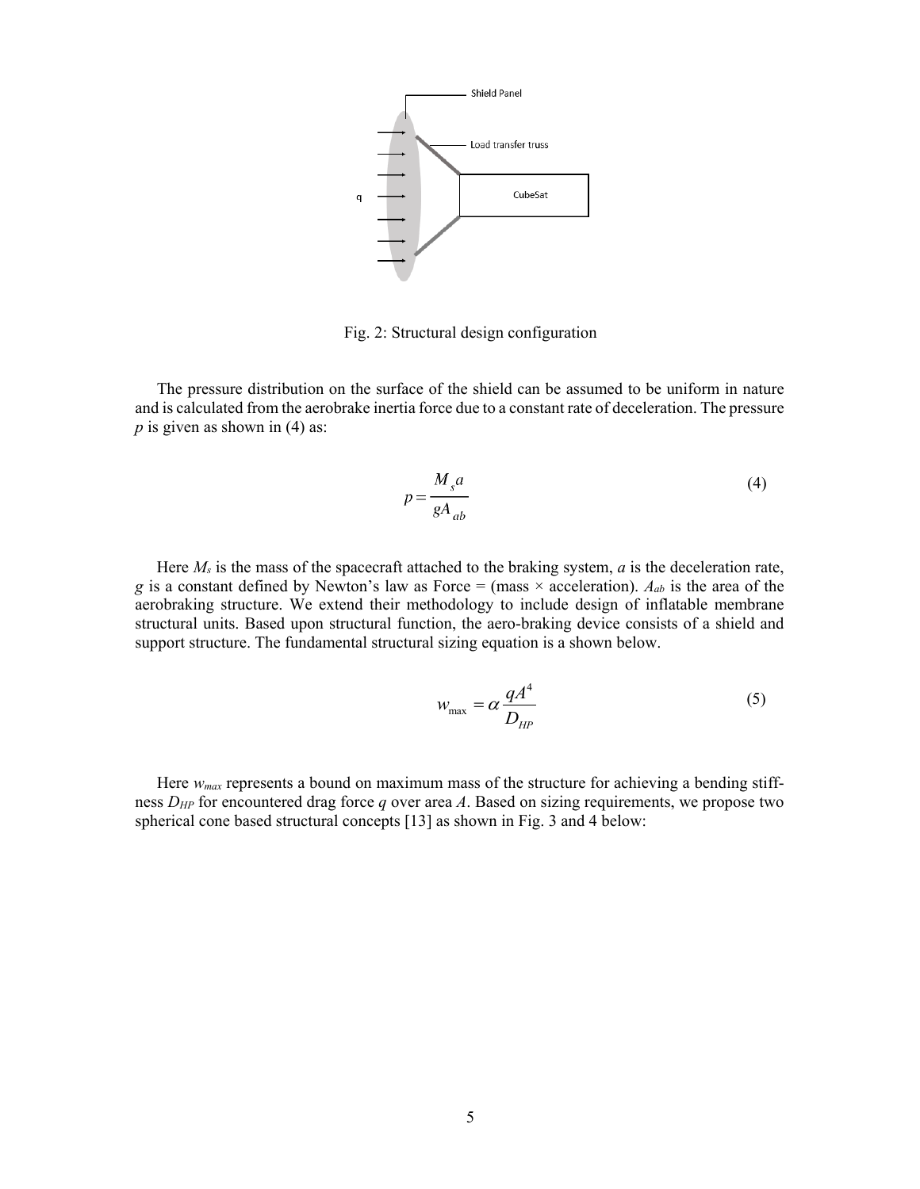Fig. 2: Structural design configuration

The pressure distribution on the surface of the shield can be assumed to be uniform in nature and is calculated from the aerobrake inertia force due to a constant rate of deceleration. The pressure $p$ is given as shown in (4) as:

$$p = \frac{M_s a}{g A_{ab}} \tag{4}$$

Here $M_s$ is the mass of the spacecraft attached to the braking system, $a$ is the deceleration rate, $g$ is a constant defined by Newton's law as Force = (mass × acceleration). $A_{ab}$ is the area of the aerobraking structure. We extend their methodology to include design of inflatable membrane structural units. Based upon structural function, the aero-braking device consists of a shield and support structure. The fundamental structural sizing equation is a shown below.

$$w_{\max} = \alpha \frac{q A^4}{D_{HP}} \tag{5}$$

Here $w_{max}$ represents a bound on maximum mass of the structure for achieving a bending stiffness $D_{HP}$ for encountered drag force $q$ over area $A$. Based on sizing requirements, we propose two spherical cone based structural concepts [13] as shown in Fig. 3 and 4 below: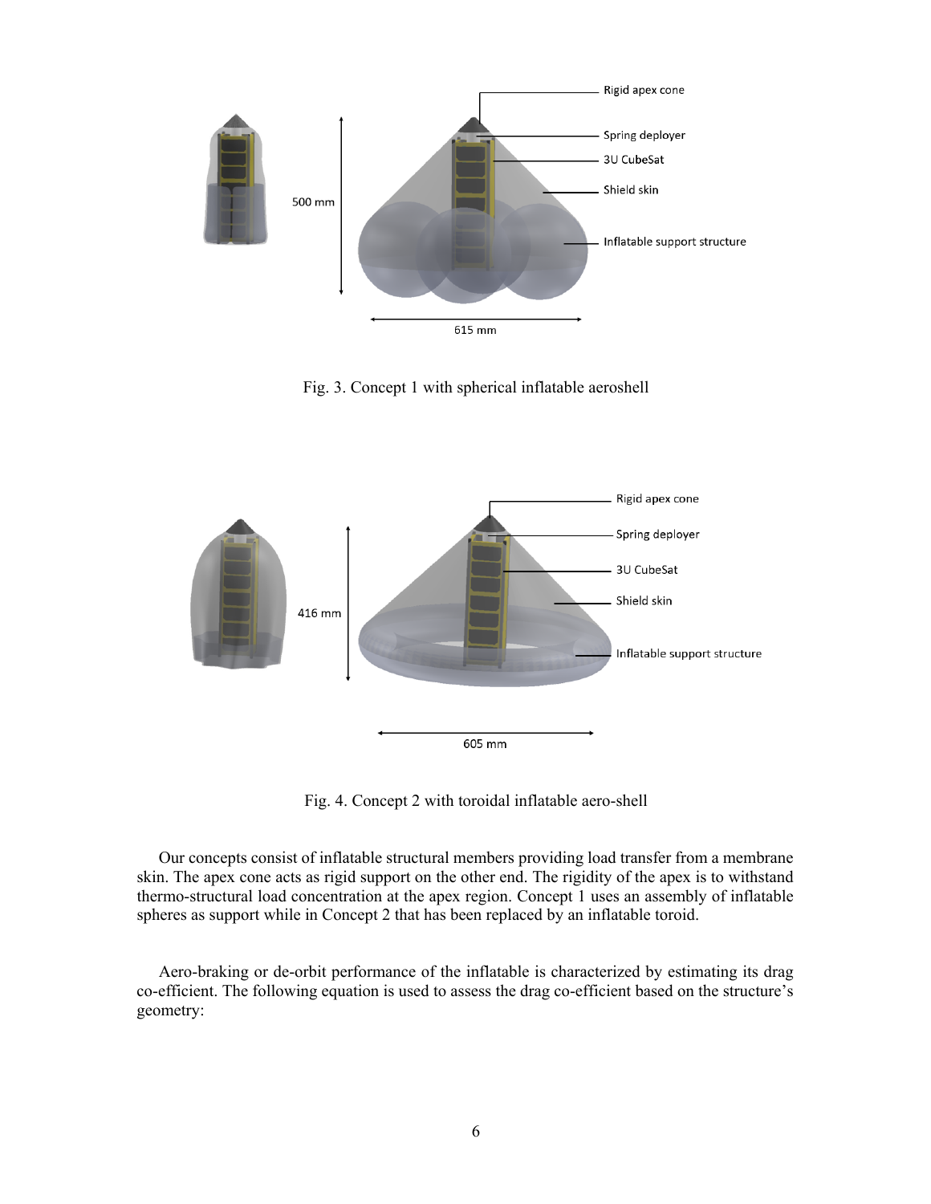Fig. 3. Concept 1 with spherical inflatable aeroshell

Fig. 4. Concept 2 with toroidal inflatable aero-shell

Our concepts consist of inflatable structural members providing load transfer from a membrane skin. The apex cone acts as rigid support on the other end. The rigidity of the apex is to withstand thermo-structural load concentration at the apex region. Concept 1 uses an assembly of inflatable spheres as support while in Concept 2 that has been replaced by an inflatable toroid.

Aero-braking or de-orbit performance of the inflatable is characterized by estimating its drag co-efficient. The following equation is used to assess the drag co-efficient based on the structure's geometry: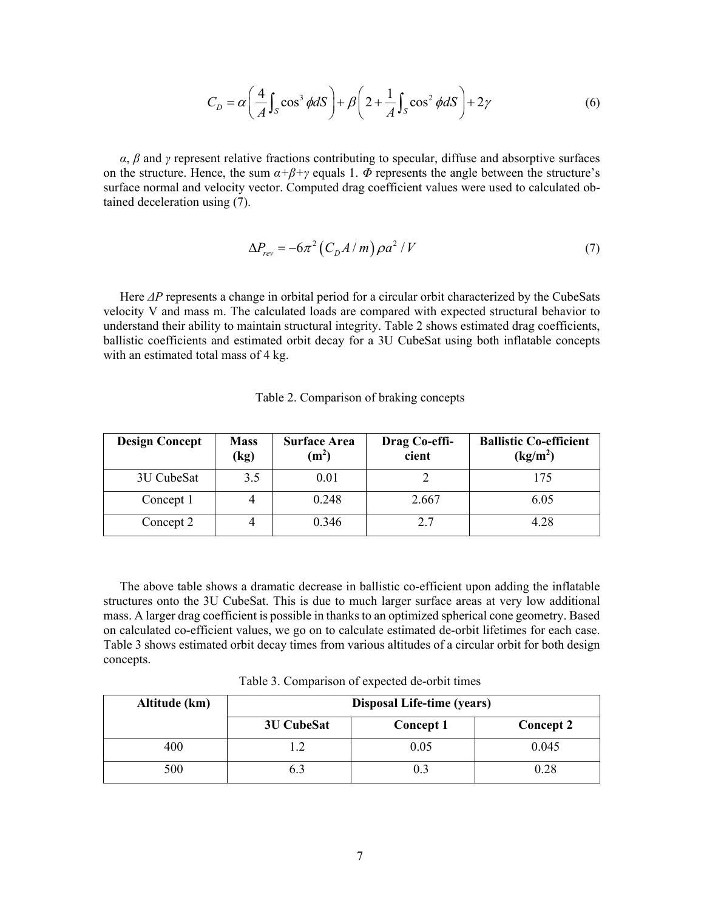$$C_D = \alpha\left(\frac{4}{A}\int_S \cos^3 \phi dS\right) + \beta\left(2 + \frac{1}{A}\int_S \cos^2 \phi dS\right) + 2\gamma \tag{6}$$

$\alpha$, $\beta$ and $\gamma$ represent relative fractions contributing to specular, diffuse and absorptive surfaces on the structure. Hence, the sum $\alpha+\beta+\gamma$ equals 1. $\Phi$ represents the angle between the structure's surface normal and velocity vector. Computed drag coefficient values were used to calculated obtained deceleration using (7).

$$\Delta P_{rev} = -6\pi^2 \left(C_D A / m\right) \rho a^2 / V \tag{7}$$

Here $\Delta P$ represents a change in orbital period for a circular orbit characterized by the CubeSats velocity V and mass m. The calculated loads are compared with expected structural behavior to understand their ability to maintain structural integrity. Table 2 shows estimated drag coefficients, ballistic coefficients and estimated orbit decay for a 3U CubeSat using both inflatable concepts with an estimated total mass of 4 kg.

Table 2. Comparison of braking concepts

| Design Concept | Mass (kg) | Surface Area ($m^2$) | Drag Co-efficient | Ballistic Co-efficient ($kg/m^2$) |
|---|---|---|---|---|
| 3U CubeSat | 3.5 | 0.01 | 2 | 175 |
| Concept 1 | 4 | 0.248 | 2.667 | 6.05 |
| Concept 2 | 4 | 0.346 | 2.7 | 4.28 |

The above table shows a dramatic decrease in ballistic co-efficient upon adding the inflatable structures onto the 3U CubeSat. This is due to much larger surface areas at very low additional mass. A larger drag coefficient is possible in thanks to an optimized spherical cone geometry. Based on calculated co-efficient values, we go on to calculate estimated de-orbit lifetimes for each case. Table 3 shows estimated orbit decay times from various altitudes of a circular orbit for both design concepts.

Table 3. Comparison of expected de-orbit times

| Altitude (km) | Disposal Life-time (years) | | |
|---|---|---|---|
| | 3U CubeSat | Concept 1 | Concept 2 |
| 400 | 1.2 | 0.05 | 0.045 |
| 500 | 6.3 | 0.3 | 0.28 |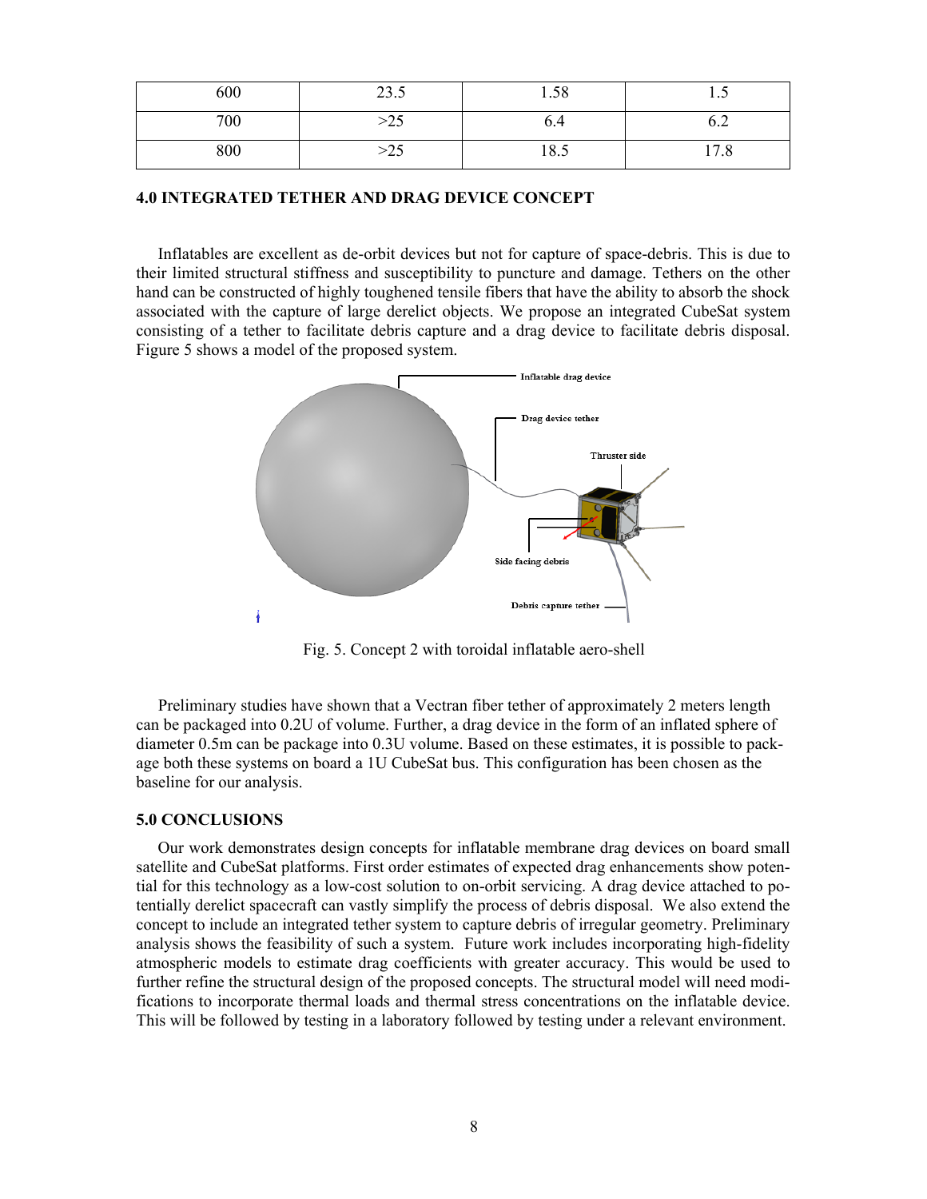| 600 | 23.5 | 1.58 | 1.5 |
|---|---|---|---|
| 700 | >25 | 6.4 | 6.2 |
| 800 | >25 | 18.5 | 17.8 |

## 4.0 INTEGRATED TETHER AND DRAG DEVICE CONCEPT

Inflatables are excellent as de-orbit devices but not for capture of space-debris. This is due to their limited structural stiffness and susceptibility to puncture and damage. Tethers on the other hand can be constructed of highly toughened tensile fibers that have the ability to absorb the shock associated with the capture of large derelict objects. We propose an integrated CubeSat system consisting of a tether to facilitate debris capture and a drag device to facilitate debris disposal. Figure 5 shows a model of the proposed system.

Fig. 5. Concept 2 with toroidal inflatable aero-shell

Preliminary studies have shown that a Vectran fiber tether of approximately 2 meters length can be packaged into 0.2U of volume. Further, a drag device in the form of an inflated sphere of diameter 0.5m can be package into 0.3U volume. Based on these estimates, it is possible to package both these systems on board a 1U CubeSat bus. This configuration has been chosen as the baseline for our analysis.

## 5.0 CONCLUSIONS

Our work demonstrates design concepts for inflatable membrane drag devices on board small satellite and CubeSat platforms. First order estimates of expected drag enhancements show potential for this technology as a low-cost solution to on-orbit servicing. A drag device attached to potentially derelict spacecraft can vastly simplify the process of debris disposal. We also extend the concept to include an integrated tether system to capture debris of irregular geometry. Preliminary analysis shows the feasibility of such a system. Future work includes incorporating high-fidelity atmospheric models to estimate drag coefficients with greater accuracy. This would be used to further refine the structural design of the proposed concepts. The structural model will need modifications to incorporate thermal loads and thermal stress concentrations on the inflatable device. This will be followed by testing in a laboratory followed by testing under a relevant environment.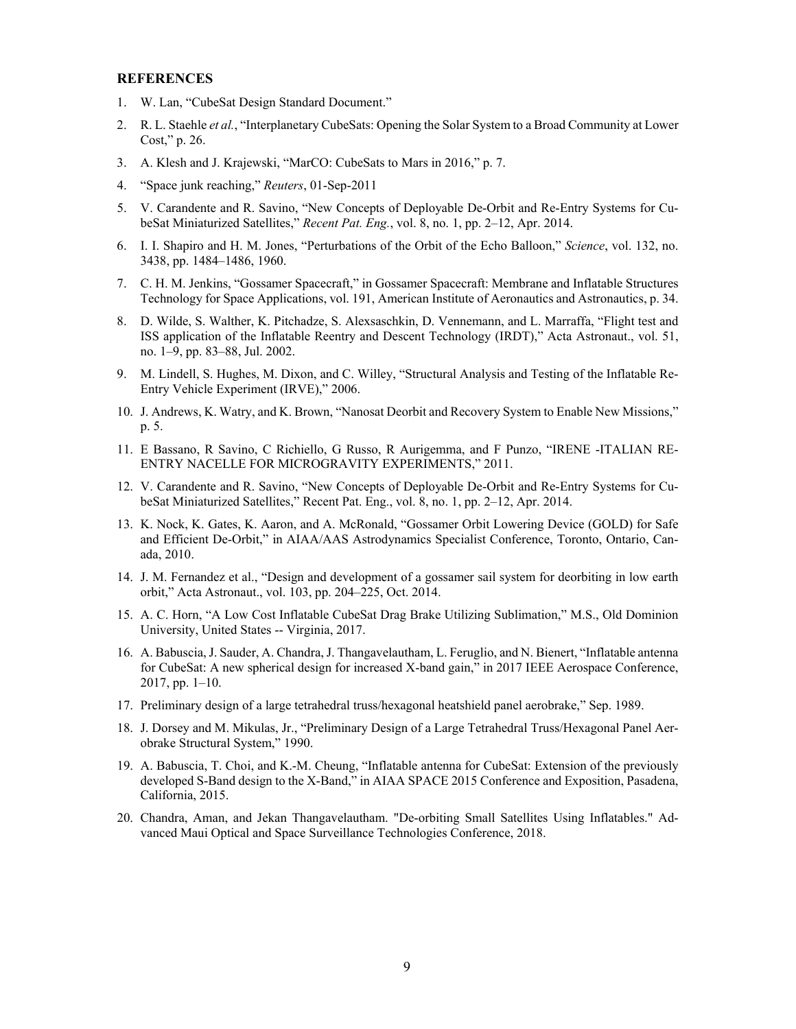## REFERENCES

1. W. Lan, “CubeSat Design Standard Document.”
2. R. L. Staehle *et al.*, “Interplanetary CubeSats: Opening the Solar System to a Broad Community at Lower Cost,” p. 26.
3. A. Klesh and J. Krajewski, “MarCO: CubeSats to Mars in 2016,” p. 7.
4. “Space junk reaching,” *Reuters*, 01-Sep-2011
5. V. Carandente and R. Savino, “New Concepts of Deployable De-Orbit and Re-Entry Systems for CubeSat Miniaturized Satellites,” *Recent Pat. Eng.*, vol. 8, no. 1, pp. 2–12, Apr. 2014.
6. I. I. Shapiro and H. M. Jones, “Perturbations of the Orbit of the Echo Balloon,” *Science*, vol. 132, no. 3438, pp. 1484–1486, 1960.
7. C. H. M. Jenkins, “Gossamer Spacecraft,” in Gossamer Spacecraft: Membrane and Inflatable Structures Technology for Space Applications, vol. 191, American Institute of Aeronautics and Astronautics, p. 34.
8. D. Wilde, S. Walther, K. Pitchadze, S. Alexsaschkin, D. Vennemann, and L. Marraffa, “Flight test and ISS application of the Inflatable Reentry and Descent Technology (IRDT),” Acta Astronaut., vol. 51, no. 1–9, pp. 83–88, Jul. 2002.
9. M. Lindell, S. Hughes, M. Dixon, and C. Willey, “Structural Analysis and Testing of the Inflatable Re-Entry Vehicle Experiment (IRVE),” 2006.
10. J. Andrews, K. Watry, and K. Brown, “Nanosat Deorbit and Recovery System to Enable New Missions,” p. 5.
11. E Bassano, R Savino, C Richiello, G Russo, R Aurigemma, and F Punzo, “IRENE -ITALIAN RE-ENTRY NACELLE FOR MICROGRAVITY EXPERIMENTS,” 2011.
12. V. Carandente and R. Savino, “New Concepts of Deployable De-Orbit and Re-Entry Systems for CubeSat Miniaturized Satellites,” Recent Pat. Eng., vol. 8, no. 1, pp. 2–12, Apr. 2014.
13. K. Nock, K. Gates, K. Aaron, and A. McRonald, “Gossamer Orbit Lowering Device (GOLD) for Safe and Efficient De-Orbit,” in AIAA/AAS Astrodynamics Specialist Conference, Toronto, Ontario, Canada, 2010.
14. J. M. Fernandez et al., “Design and development of a gossamer sail system for deorbiting in low earth orbit,” Acta Astronaut., vol. 103, pp. 204–225, Oct. 2014.
15. A. C. Horn, “A Low Cost Inflatable CubeSat Drag Brake Utilizing Sublimation,” M.S., Old Dominion University, United States -- Virginia, 2017.
16. A. Babuscia, J. Sauder, A. Chandra, J. Thangavelautham, L. Feruglio, and N. Bienert, “Inflatable antenna for CubeSat: A new spherical design for increased X-band gain,” in 2017 IEEE Aerospace Conference, 2017, pp. 1–10.
17. Preliminary design of a large tetrahedral truss/hexagonal heatshield panel aerobrake,” Sep. 1989.
18. J. Dorsey and M. Mikulas, Jr., “Preliminary Design of a Large Tetrahedral Truss/Hexagonal Panel Aerobrake Structural System,” 1990.
19. A. Babuscia, T. Choi, and K.-M. Cheung, “Inflatable antenna for CubeSat: Extension of the previously developed S-Band design to the X-Band,” in AIAA SPACE 2015 Conference and Exposition, Pasadena, California, 2015.
20. Chandra, Aman, and Jekan Thangavelautham. "De-orbiting Small Satellites Using Inflatables." Advanced Maui Optical and Space Surveillance Technologies Conference, 2018.